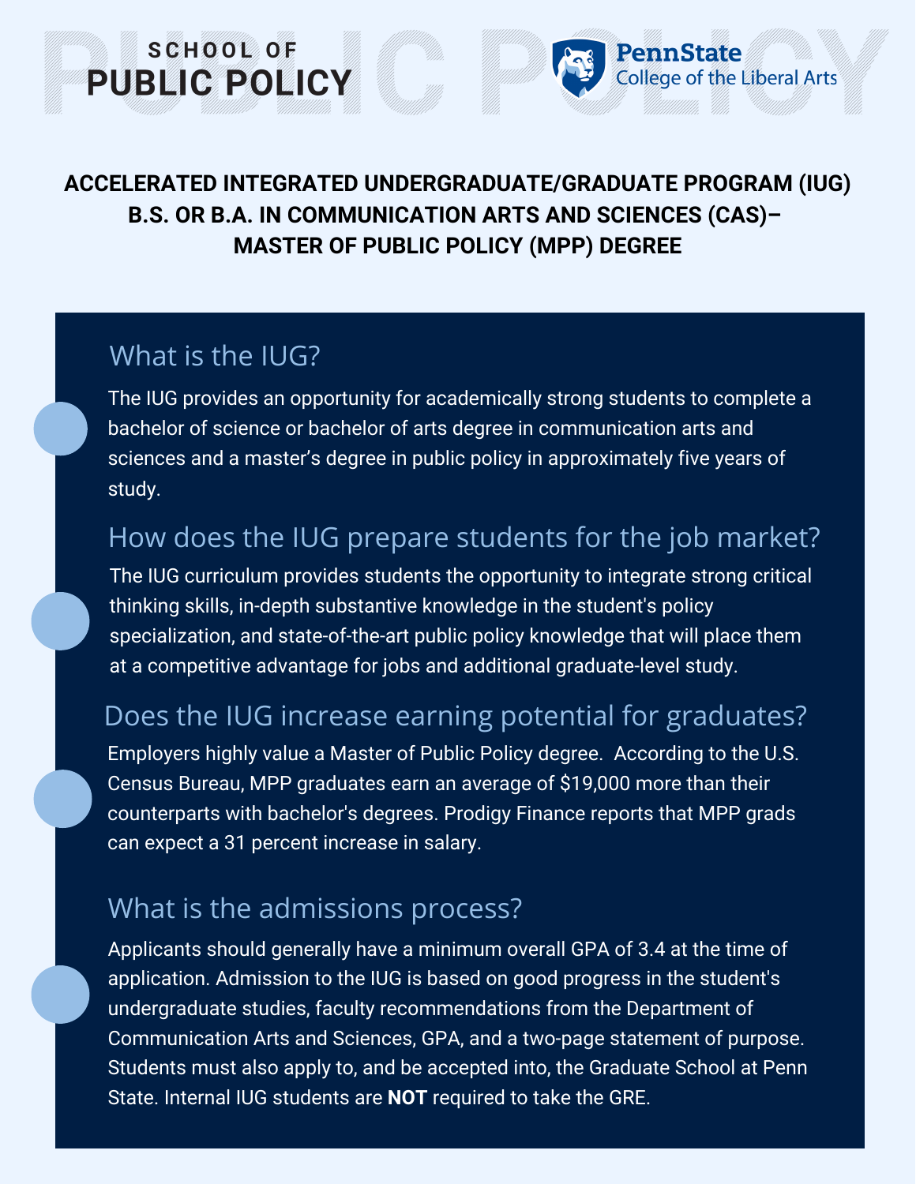SCHOOL OF PUBLIC POLICY

PennState College of the Liberal Arts

# ACCELERATED INTEGRATED UNDERGRADUATE/GRADUATE PROGRAM (IUG) B.S. OR B.A. IN COMMUNICATION ARTS AND SCIENCES (CAS)–MASTER OF PUBLIC POLICY (MPP) DEGREE

## What is the IUG?

The IUG provides an opportunity for academically strong students to complete a bachelor of science or bachelor of arts degree in communication arts and sciences and a master's degree in public policy in approximately five years of study.

## How does the IUG prepare students for the job market?

The IUG curriculum provides students the opportunity to integrate strong critical thinking skills, in-depth substantive knowledge in the student's policy specialization, and state-of-the-art public policy knowledge that will place them at a competitive advantage for jobs and additional graduate-level study.

## Does the IUG increase earning potential for graduates?

Employers highly value a Master of Public Policy degree. According to the U.S. Census Bureau, MPP graduates earn an average of $19,000 more than their counterparts with bachelor's degrees. Prodigy Finance reports that MPP grads can expect a 31 percent increase in salary.

## What is the admissions process?

Applicants should generally have a minimum overall GPA of 3.4 at the time of application. Admission to the IUG is based on good progress in the student's undergraduate studies, faculty recommendations from the Department of Communication Arts and Sciences, GPA, and a two-page statement of purpose. Students must also apply to, and be accepted into, the Graduate School at Penn State. Internal IUG students are **NOT** required to take the GRE.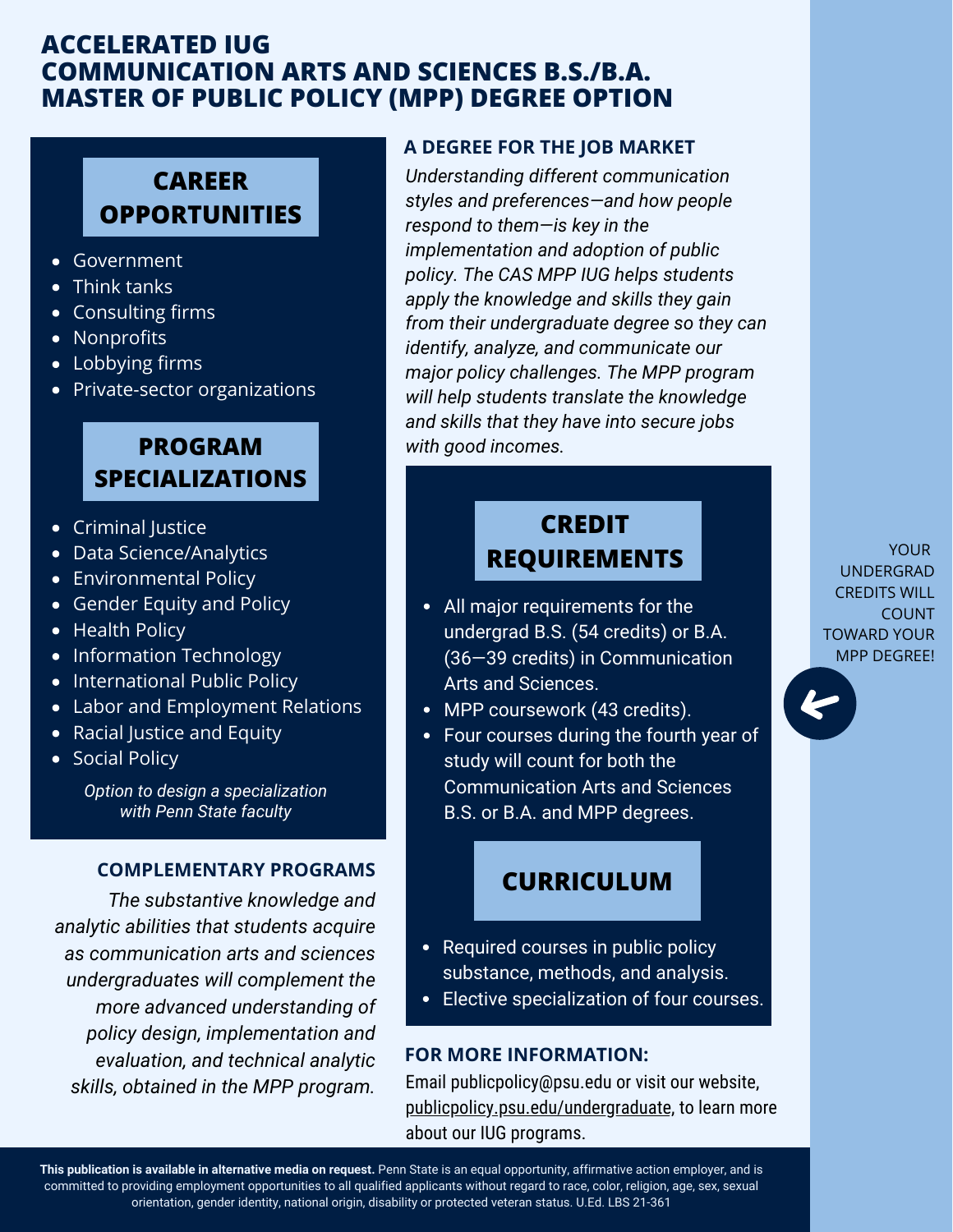# ACCELERATED IUG COMMUNICATION ARTS AND SCIENCES B.S./B.A. MASTER OF PUBLIC POLICY (MPP) DEGREE OPTION

## CAREER OPPORTUNITIES

- Government
- Think tanks
- Consulting firms
- Nonprofits
- Lobbying firms
- Private-sector organizations

## PROGRAM SPECIALIZATIONS

- Criminal Justice
- Data Science/Analytics
- Environmental Policy
- Gender Equity and Policy
- Health Policy
- Information Technology
- International Public Policy
- Labor and Employment Relations
- Racial Justice and Equity
- Social Policy

*Option to design a specialization with Penn State faculty*

### COMPLEMENTARY PROGRAMS

*The substantive knowledge and analytic abilities that students acquire as communication arts and sciences undergraduates will complement the more advanced understanding of policy design, implementation and evaluation, and technical analytic skills, obtained in the MPP program.*

### A DEGREE FOR THE JOB MARKET

*Understanding different communication styles and preferences—and how people respond to them—is key in the implementation and adoption of public policy. The CAS MPP IUG helps students apply the knowledge and skills they gain from their undergraduate degree so they can identify, analyze, and communicate our major policy challenges. The MPP program will help students translate the knowledge and skills that they have into secure jobs with good incomes.*

## CREDIT REQUIREMENTS

- All major requirements for the undergrad B.S. (54 credits) or B.A. (36—39 credits) in Communication Arts and Sciences.
- MPP coursework (43 credits).
- Four courses during the fourth year of study will count for both the Communication Arts and Sciences B.S. or B.A. and MPP degrees.

YOUR UNDERGRAD CREDITS WILL COUNT TOWARD YOUR MPP DEGREE!

## CURRICULUM

- Required courses in public policy substance, methods, and analysis.
- Elective specialization of four courses.

### FOR MORE INFORMATION:

Email publicpolicy@psu.edu or visit our website, publicpolicy.psu.edu/undergraduate, to learn more about our IUG programs.

**This publication is available in alternative media on request.** Penn State is an equal opportunity, affirmative action employer, and is committed to providing employment opportunities to all qualified applicants without regard to race, color, religion, age, sex, sexual orientation, gender identity, national origin, disability or protected veteran status. U.Ed. LBS 21-361